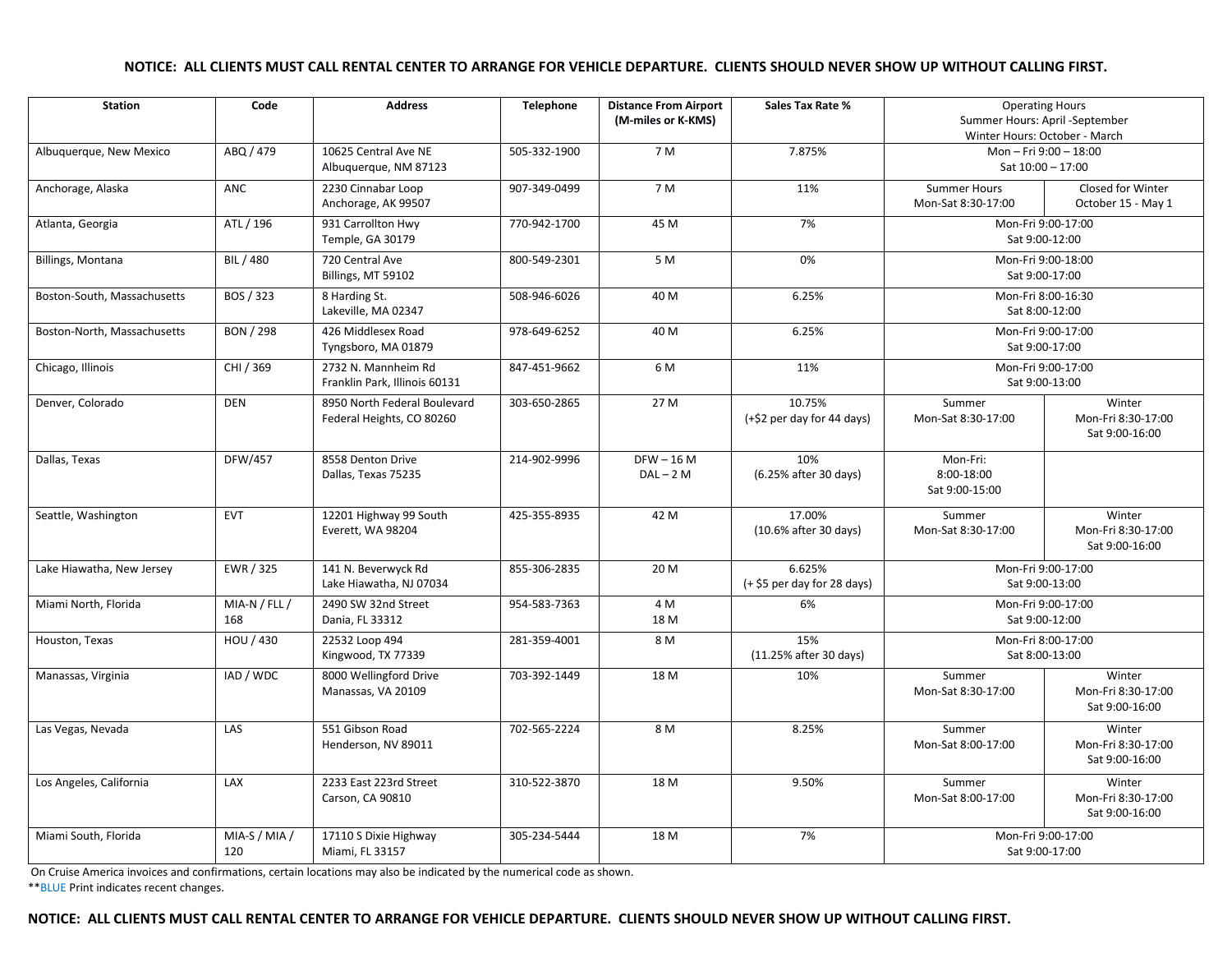**NOTICE: ALL CLIENTS MUST CALL RENTAL CENTER TO ARRANGE FOR VEHICLE DEPARTURE. CLIENTS SHOULD NEVER SHOW UP WITHOUT CALLING FIRST.**

| Station | Code | Address | Telephone | Distance From Airport (M-miles or K-KMS) | Sales Tax Rate % | Operating Hours Summer Hours: April -September Winter Hours: October - March | |
|---|---|---|---|---|---|---|---|
| Albuquerque, New Mexico | ABQ / 479 | 10625 Central Ave NE Albuquerque, NM 87123 | 505-332-1900 | 7 M | 7.875% | Mon – Fri 9:00 – 18:00 Sat 10:00 – 17:00 | |
| Anchorage, Alaska | ANC | 2230 Cinnabar Loop Anchorage, AK 99507 | 907-349-0499 | 7 M | 11% | Summer Hours Mon-Sat 8:30-17:00 | Closed for Winter October 15 - May 1 |
| Atlanta, Georgia | ATL / 196 | 931 Carrollton Hwy Temple, GA 30179 | 770-942-1700 | 45 M | 7% | Mon-Fri 9:00-17:00 Sat 9:00-12:00 | |
| Billings, Montana | BIL / 480 | 720 Central Ave Billings, MT 59102 | 800-549-2301 | 5 M | 0% | Mon-Fri 9:00-18:00 Sat 9:00-17:00 | |
| Boston-South, Massachusetts | BOS / 323 | 8 Harding St. Lakeville, MA 02347 | 508-946-6026 | 40 M | 6.25% | Mon-Fri 8:00-16:30 Sat 8:00-12:00 | |
| Boston-North, Massachusetts | BON / 298 | 426 Middlesex Road Tyngsboro, MA 01879 | 978-649-6252 | 40 M | 6.25% | Mon-Fri 9:00-17:00 Sat 9:00-17:00 | |
| Chicago, Illinois | CHI / 369 | 2732 N. Mannheim Rd Franklin Park, Illinois 60131 | 847-451-9662 | 6 M | 11% | Mon-Fri 9:00-17:00 Sat 9:00-13:00 | |
| Denver, Colorado | DEN | 8950 North Federal Boulevard Federal Heights, CO 80260 | 303-650-2865 | 27 M | 10.75% (+$2 per day for 44 days) | Summer Mon-Sat 8:30-17:00 | Winter Mon-Fri 8:30-17:00 Sat 9:00-16:00 |
| Dallas, Texas | DFW/457 | 8558 Denton Drive Dallas, Texas 75235 | 214-902-9996 | DFW – 16 M DAL – 2 M | 10% (6.25% after 30 days) | Mon-Fri: 8:00-18:00 Sat 9:00-15:00 | |
| Seattle, Washington | EVT | 12201 Highway 99 South Everett, WA 98204 | 425-355-8935 | 42 M | 17.00% (10.6% after 30 days) | Summer Mon-Sat 8:30-17:00 | Winter Mon-Fri 8:30-17:00 Sat 9:00-16:00 |
| Lake Hiawatha, New Jersey | EWR / 325 | 141 N. Beverwyck Rd Lake Hiawatha, NJ 07034 | 855-306-2835 | 20 M | 6.625% (+ $5 per day for 28 days) | Mon-Fri 9:00-17:00 Sat 9:00-13:00 | |
| Miami North, Florida | MIA-N / FLL / 168 | 2490 SW 32nd Street Dania, FL 33312 | 954-583-7363 | 4 M 18 M | 6% | Mon-Fri 9:00-17:00 Sat 9:00-12:00 | |
| Houston, Texas | HOU / 430 | 22532 Loop 494 Kingwood, TX 77339 | 281-359-4001 | 8 M | 15% (11.25% after 30 days) | Mon-Fri 8:00-17:00 Sat 8:00-13:00 | |
| Manassas, Virginia | IAD / WDC | 8000 Wellingford Drive Manassas, VA 20109 | 703-392-1449 | 18 M | 10% | Summer Mon-Sat 8:30-17:00 | Winter Mon-Fri 8:30-17:00 Sat 9:00-16:00 |
| Las Vegas, Nevada | LAS | 551 Gibson Road Henderson, NV 89011 | 702-565-2224 | 8 M | 8.25% | Summer Mon-Sat 8:00-17:00 | Winter Mon-Fri 8:30-17:00 Sat 9:00-16:00 |
| Los Angeles, California | LAX | 2233 East 223rd Street Carson, CA 90810 | 310-522-3870 | 18 M | 9.50% | Summer Mon-Sat 8:00-17:00 | Winter Mon-Fri 8:30-17:00 Sat 9:00-16:00 |
| Miami South, Florida | MIA-S / MIA / 120 | 17110 S Dixie Highway Miami, FL 33157 | 305-234-5444 | 18 M | 7% | Mon-Fri 9:00-17:00 Sat 9:00-17:00 | |

On Cruise America invoices and confirmations, certain locations may also be indicated by the numerical code as shown.

**BLUE Print indicates recent changes.

**NOTICE: ALL CLIENTS MUST CALL RENTAL CENTER TO ARRANGE FOR VEHICLE DEPARTURE. CLIENTS SHOULD NEVER SHOW UP WITHOUT CALLING FIRST.**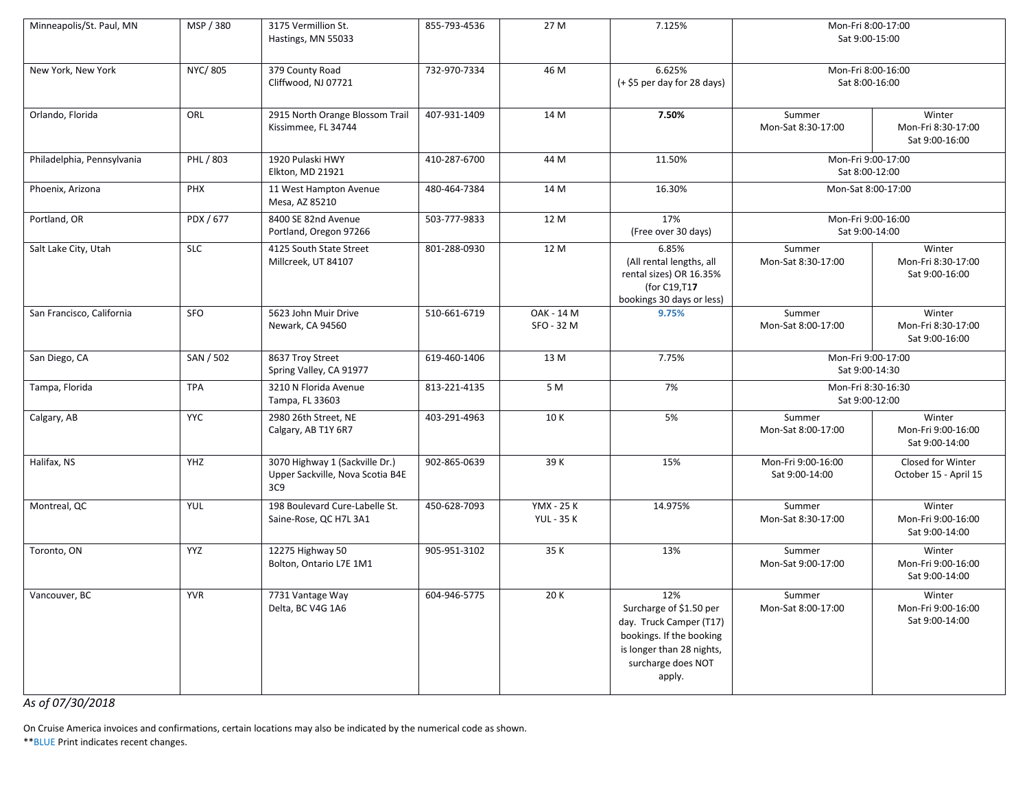| | | | | | | | |
|---|---|---|---|---|---|---|---|
| Minneapolis/St. Paul, MN | MSP / 380 | 3175 Vermillion St.<br>Hastings, MN 55033 | 855-793-4536 | 27 M | 7.125% | Mon-Fri 8:00-17:00<br>Sat 9:00-15:00 | |
| New York, New York | NYC/ 805 | 379 County Road<br>Cliffwood, NJ 07721 | 732-970-7334 | 46 M | 6.625%<br>(+ $5 per day for 28 days) | Mon-Fri 8:00-16:00<br>Sat 8:00-16:00 | |
| Orlando, Florida | ORL | 2915 North Orange Blossom Trail<br>Kissimmee, FL 34744 | 407-931-1409 | 14 M | **7.50%** | Summer<br>Mon-Sat 8:30-17:00 | Winter<br>Mon-Fri 8:30-17:00<br>Sat 9:00-16:00 |
| Philadelphia, Pennsylvania | PHL / 803 | 1920 Pulaski HWY<br>Elkton, MD 21921 | 410-287-6700 | 44 M | 11.50% | Mon-Fri 9:00-17:00<br>Sat 8:00-12:00 | |
| Phoenix, Arizona | PHX | 11 West Hampton Avenue<br>Mesa, AZ 85210 | 480-464-7384 | 14 M | 16.30% | Mon-Sat 8:00-17:00 | |
| Portland, OR | PDX / 677 | 8400 SE 82nd Avenue<br>Portland, Oregon 97266 | 503-777-9833 | 12 M | 17%<br>(Free over 30 days) | Mon-Fri 9:00-16:00<br>Sat 9:00-14:00 | |
| Salt Lake City, Utah | SLC | 4125 South State Street<br>Millcreek, UT 84107 | 801-288-0930 | 12 M | 6.85%<br>(All rental lengths, all rental sizes) OR 16.35% (for C19,T**7** bookings 30 days or less) | Summer<br>Mon-Sat 8:30-17:00 | Winter<br>Mon-Fri 8:30-17:00<br>Sat 9:00-16:00 |
| San Francisco, California | SFO | 5623 John Muir Drive<br>Newark, CA 94560 | 510-661-6719 | OAK - 14 M<br>SFO - 32 M | 9.75% | Summer<br>Mon-Sat 8:00-17:00 | Winter<br>Mon-Fri 8:30-17:00<br>Sat 9:00-16:00 |
| San Diego, CA | SAN / 502 | 8637 Troy Street<br>Spring Valley, CA 91977 | 619-460-1406 | 13 M | 7.75% | Mon-Fri 9:00-17:00<br>Sat 9:00-14:30 | |
| Tampa, Florida | TPA | 3210 N Florida Avenue<br>Tampa, FL 33603 | 813-221-4135 | 5 M | 7% | Mon-Fri 8:30-16:30<br>Sat 9:00-12:00 | |
| Calgary, AB | YYC | 2980 26th Street, NE<br>Calgary, AB T1Y 6R7 | 403-291-4963 | 10 K | 5% | Summer<br>Mon-Sat 8:00-17:00 | Winter<br>Mon-Fri 9:00-16:00<br>Sat 9:00-14:00 |
| Halifax, NS | YHZ | 3070 Highway 1 (Sackville Dr.)<br>Upper Sackville, Nova Scotia B4E 3C9 | 902-865-0639 | 39 K | 15% | Mon-Fri 9:00-16:00<br>Sat 9:00-14:00 | Closed for Winter<br>October 15 - April 15 |
| Montreal, QC | YUL | 198 Boulevard Cure-Labelle St.<br>Saine-Rose, QC H7L 3A1 | 450-628-7093 | YMX - 25 K<br>YUL - 35 K | 14.975% | Summer<br>Mon-Sat 8:30-17:00 | Winter<br>Mon-Fri 9:00-16:00<br>Sat 9:00-14:00 |
| Toronto, ON | YYZ | 12275 Highway 50<br>Bolton, Ontario L7E 1M1 | 905-951-3102 | 35 K | 13% | Summer<br>Mon-Sat 9:00-17:00 | Winter<br>Mon-Fri 9:00-16:00<br>Sat 9:00-14:00 |
| Vancouver, BC | YVR | 7731 Vantage Way<br>Delta, BC V4G 1A6 | 604-946-5775 | 20 K | 12%<br>Surcharge of $1.50 per day. Truck Camper (T17) bookings. If the booking is longer than 28 nights, surcharge does NOT apply. | Summer<br>Mon-Sat 8:00-17:00 | Winter<br>Mon-Fri 9:00-16:00<br>Sat 9:00-14:00 |

*As of 07/30/2018*

On Cruise America invoices and confirmations, certain locations may also be indicated by the numerical code as shown.

**BLUE Print indicates recent changes.